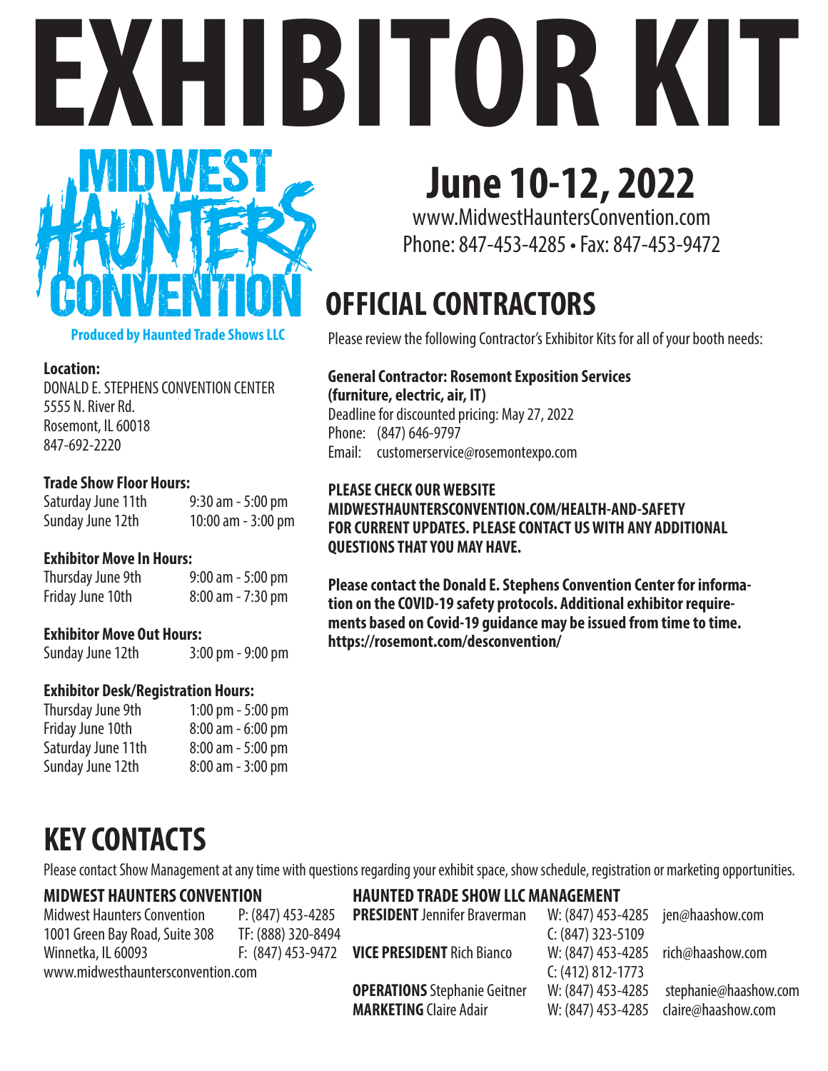# EXHIBITOR KIT

MIDWEST HAUNTERS CONVENTION

**Produced by Haunted Trade Shows LLC**

## June 10-12, 2022

www.MidwestHauntersConvention.com
Phone: 847-453-4285 • Fax: 847-453-9472

**Location:**
DONALD E. STEPHENS CONVENTION CENTER
5555 N. River Rd.
Rosemont, IL 60018
847-692-2220

**Trade Show Floor Hours:**

| | |
|---|---|
| Saturday June 11th | 9:30 am - 5:00 pm |
| Sunday June 12th | 10:00 am - 3:00 pm |

**Exhibitor Move In Hours:**

| | |
|---|---|
| Thursday June 9th | 9:00 am - 5:00 pm |
| Friday June 10th | 8:00 am - 7:30 pm |

**Exhibitor Move Out Hours:**

| | |
|---|---|
| Sunday June 12th | 3:00 pm - 9:00 pm |

**Exhibitor Desk/Registration Hours:**

| | |
|---|---|
| Thursday June 9th | 1:00 pm - 5:00 pm |
| Friday June 10th | 8:00 am - 6:00 pm |
| Saturday June 11th | 8:00 am - 5:00 pm |
| Sunday June 12th | 8:00 am - 3:00 pm |

## OFFICIAL CONTRACTORS

Please review the following Contractor's Exhibitor Kits for all of your booth needs:

**General Contractor: Rosemont Exposition Services (furniture, electric, air, IT)**
Deadline for discounted pricing: May 27, 2022
Phone: (847) 646-9797
Email: customerservice@rosemontexpo.com

**PLEASE CHECK OUR WEBSITE MIDWESTHAUNTERSCONVENTION.COM/HEALTH-AND-SAFETY FOR CURRENT UPDATES. PLEASE CONTACT US WITH ANY ADDITIONAL QUESTIONS THAT YOU MAY HAVE.**

**Please contact the Donald E. Stephens Convention Center for information on the COVID-19 safety protocols. Additional exhibitor requirements based on Covid-19 guidance may be issued from time to time. https://rosemont.com/desconvention/**

## KEY CONTACTS

Please contact Show Management at any time with questions regarding your exhibit space, show schedule, registration or marketing opportunities.

### MIDWEST HAUNTERS CONVENTION

Midwest Haunters Convention
1001 Green Bay Road, Suite 308
Winnetka, IL 60093
www.midwesthauntersconvention.com

P: (847) 453-4285
TF: (888) 320-8494
F: (847) 453-9472

### HAUNTED TRADE SHOW LLC MANAGEMENT

| | | |
|---|---|---|
| **PRESIDENT** Jennifer Braverman | W: (847) 453-4285<br>C: (847) 323-5109 | jen@haashow.com |
| **VICE PRESIDENT** Rich Bianco | W: (847) 453-4285<br>C: (412) 812-1773 | rich@haashow.com |
| **OPERATIONS** Stephanie Geitner | W: (847) 453-4285 | stephanie@haashow.com |
| **MARKETING** Claire Adair | W: (847) 453-4285 | claire@haashow.com |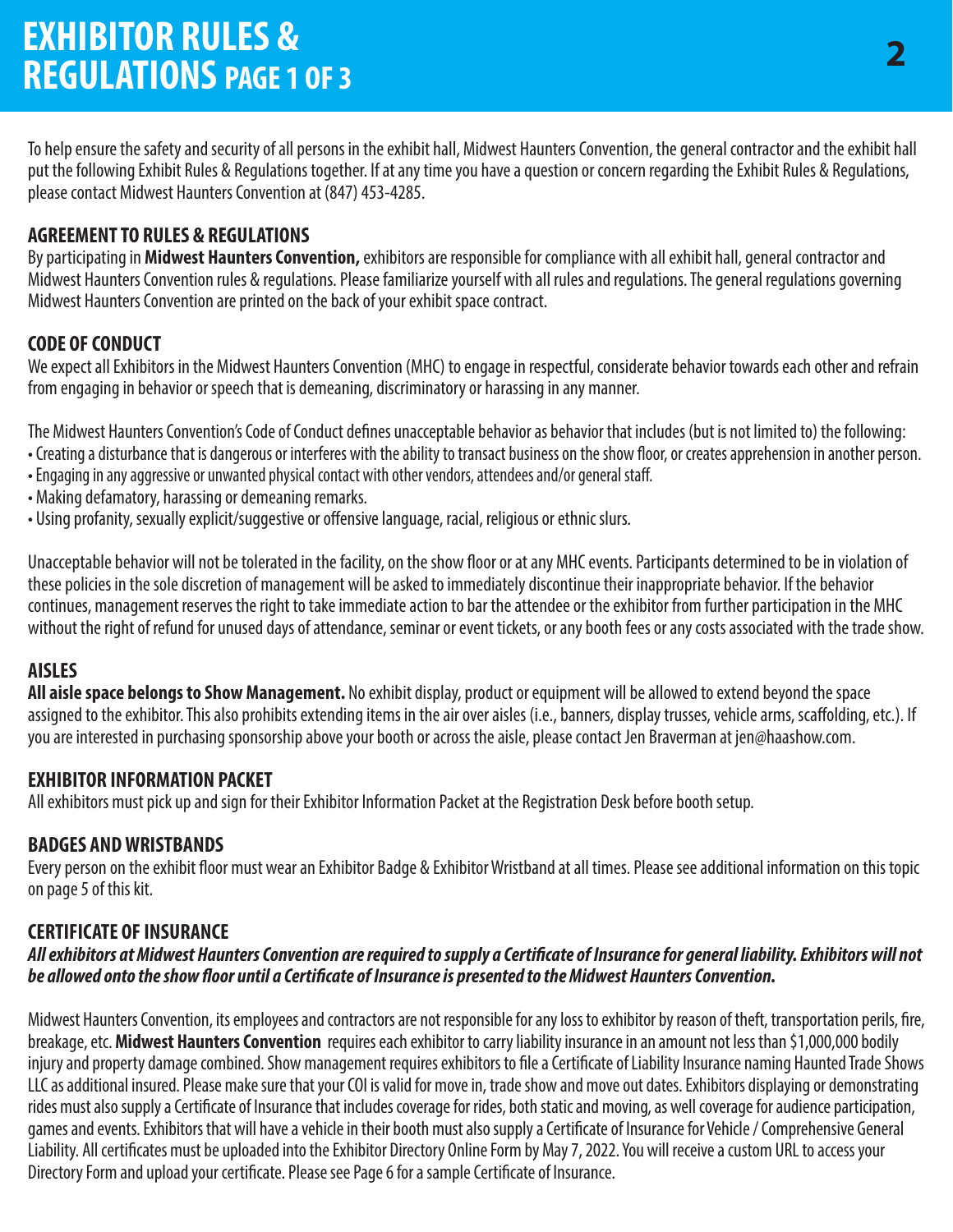# EXHIBITOR RULES & REGULATIONS PAGE 1 OF 3

To help ensure the safety and security of all persons in the exhibit hall, Midwest Haunters Convention, the general contractor and the exhibit hall put the following Exhibit Rules & Regulations together. If at any time you have a question or concern regarding the Exhibit Rules & Regulations, please contact Midwest Haunters Convention at (847) 453-4285.

## AGREEMENT TO RULES & REGULATIONS

By participating in **Midwest Haunters Convention,** exhibitors are responsible for compliance with all exhibit hall, general contractor and Midwest Haunters Convention rules & regulations. Please familiarize yourself with all rules and regulations. The general regulations governing Midwest Haunters Convention are printed on the back of your exhibit space contract.

## CODE OF CONDUCT

We expect all Exhibitors in the Midwest Haunters Convention (MHC) to engage in respectful, considerate behavior towards each other and refrain from engaging in behavior or speech that is demeaning, discriminatory or harassing in any manner.

The Midwest Haunters Convention's Code of Conduct defines unacceptable behavior as behavior that includes (but is not limited to) the following:

- Creating a disturbance that is dangerous or interferes with the ability to transact business on the show floor, or creates apprehension in another person.
- Engaging in any aggressive or unwanted physical contact with other vendors, attendees and/or general staff.
- Making defamatory, harassing or demeaning remarks.
- Using profanity, sexually explicit/suggestive or offensive language, racial, religious or ethnic slurs.

Unacceptable behavior will not be tolerated in the facility, on the show floor or at any MHC events. Participants determined to be in violation of these policies in the sole discretion of management will be asked to immediately discontinue their inappropriate behavior. If the behavior continues, management reserves the right to take immediate action to bar the attendee or the exhibitor from further participation in the MHC without the right of refund for unused days of attendance, seminar or event tickets, or any booth fees or any costs associated with the trade show.

## AISLES

**All aisle space belongs to Show Management.** No exhibit display, product or equipment will be allowed to extend beyond the space assigned to the exhibitor. This also prohibits extending items in the air over aisles (i.e., banners, display trusses, vehicle arms, scaffolding, etc.). If you are interested in purchasing sponsorship above your booth or across the aisle, please contact Jen Braverman at jen@haashow.com.

## EXHIBITOR INFORMATION PACKET

All exhibitors must pick up and sign for their Exhibitor Information Packet at the Registration Desk before booth setup.

## BADGES AND WRISTBANDS

Every person on the exhibit floor must wear an Exhibitor Badge & Exhibitor Wristband at all times. Please see additional information on this topic on page 5 of this kit.

## CERTIFICATE OF INSURANCE

***All exhibitors at Midwest Haunters Convention are required to supply a Certificate of Insurance for general liability. Exhibitors will not be allowed onto the show floor until a Certificate of Insurance is presented to the Midwest Haunters Convention.***

Midwest Haunters Convention, its employees and contractors are not responsible for any loss to exhibitor by reason of theft, transportation perils, fire, breakage, etc. **Midwest Haunters Convention** requires each exhibitor to carry liability insurance in an amount not less than $1,000,000 bodily injury and property damage combined. Show management requires exhibitors to file a Certificate of Liability Insurance naming Haunted Trade Shows LLC as additional insured. Please make sure that your COI is valid for move in, trade show and move out dates. Exhibitors displaying or demonstrating rides must also supply a Certificate of Insurance that includes coverage for rides, both static and moving, as well coverage for audience participation, games and events. Exhibitors that will have a vehicle in their booth must also supply a Certificate of Insurance for Vehicle / Comprehensive General Liability. All certificates must be uploaded into the Exhibitor Directory Online Form by May 7, 2022. You will receive a custom URL to access your Directory Form and upload your certificate. Please see Page 6 for a sample Certificate of Insurance.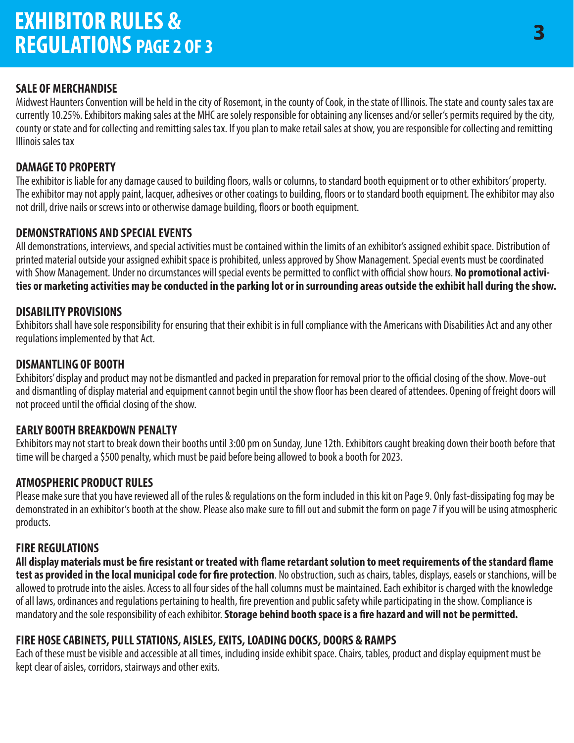# EXHIBITOR RULES & REGULATIONS PAGE 2 OF 3

## SALE OF MERCHANDISE

Midwest Haunters Convention will be held in the city of Rosemont, in the county of Cook, in the state of Illinois. The state and county sales tax are currently 10.25%. Exhibitors making sales at the MHC are solely responsible for obtaining any licenses and/or seller's permits required by the city, county or state and for collecting and remitting sales tax. If you plan to make retail sales at show, you are responsible for collecting and remitting Illinois sales tax

## DAMAGE TO PROPERTY

The exhibitor is liable for any damage caused to building floors, walls or columns, to standard booth equipment or to other exhibitors' property. The exhibitor may not apply paint, lacquer, adhesives or other coatings to building, floors or to standard booth equipment. The exhibitor may also not drill, drive nails or screws into or otherwise damage building, floors or booth equipment.

## DEMONSTRATIONS AND SPECIAL EVENTS

All demonstrations, interviews, and special activities must be contained within the limits of an exhibitor's assigned exhibit space. Distribution of printed material outside your assigned exhibit space is prohibited, unless approved by Show Management. Special events must be coordinated with Show Management. Under no circumstances will special events be permitted to conflict with official show hours. **No promotional activities or marketing activities may be conducted in the parking lot or in surrounding areas outside the exhibit hall during the show.**

## DISABILITY PROVISIONS

Exhibitors shall have sole responsibility for ensuring that their exhibit is in full compliance with the Americans with Disabilities Act and any other regulations implemented by that Act.

## DISMANTLING OF BOOTH

Exhibitors' display and product may not be dismantled and packed in preparation for removal prior to the official closing of the show. Move-out and dismantling of display material and equipment cannot begin until the show floor has been cleared of attendees. Opening of freight doors will not proceed until the official closing of the show.

## EARLY BOOTH BREAKDOWN PENALTY

Exhibitors may not start to break down their booths until 3:00 pm on Sunday, June 12th. Exhibitors caught breaking down their booth before that time will be charged a $500 penalty, which must be paid before being allowed to book a booth for 2023.

## ATMOSPHERIC PRODUCT RULES

Please make sure that you have reviewed all of the rules & regulations on the form included in this kit on Page 9. Only fast-dissipating fog may be demonstrated in an exhibitor's booth at the show. Please also make sure to fill out and submit the form on page 7 if you will be using atmospheric products.

## FIRE REGULATIONS

**All display materials must be fire resistant or treated with flame retardant solution to meet requirements of the standard flame test as provided in the local municipal code for fire protection**. No obstruction, such as chairs, tables, displays, easels or stanchions, will be allowed to protrude into the aisles. Access to all four sides of the hall columns must be maintained. Each exhibitor is charged with the knowledge of all laws, ordinances and regulations pertaining to health, fire prevention and public safety while participating in the show. Compliance is mandatory and the sole responsibility of each exhibitor. **Storage behind booth space is a fire hazard and will not be permitted.**

## FIRE HOSE CABINETS, PULL STATIONS, AISLES, EXITS, LOADING DOCKS, DOORS & RAMPS

Each of these must be visible and accessible at all times, including inside exhibit space. Chairs, tables, product and display equipment must be kept clear of aisles, corridors, stairways and other exits.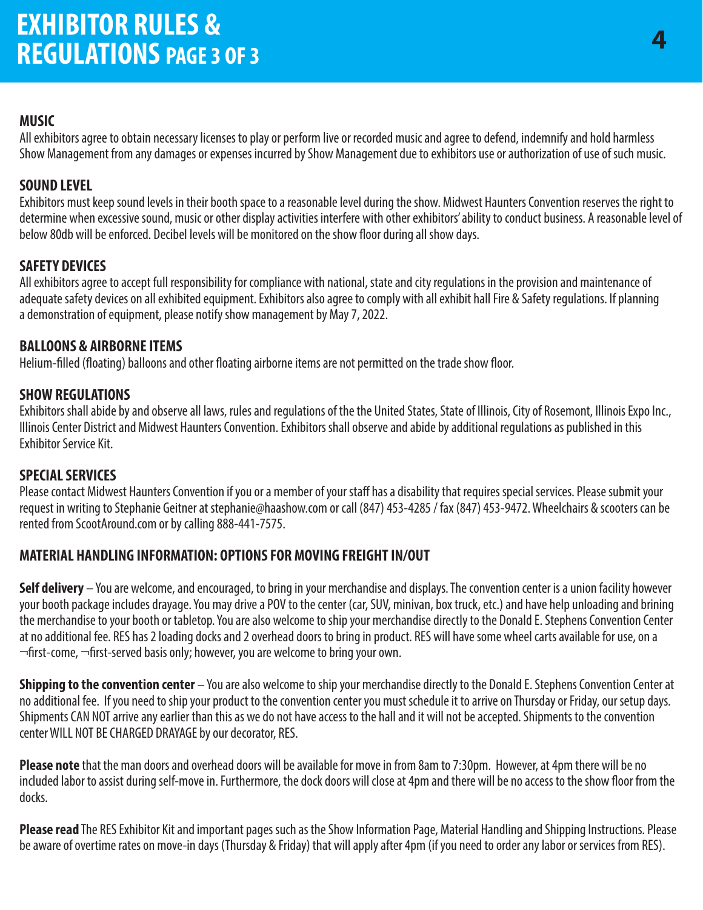# EXHIBITOR RULES & REGULATIONS PAGE 3 OF 3

## MUSIC

All exhibitors agree to obtain necessary licenses to play or perform live or recorded music and agree to defend, indemnify and hold harmless Show Management from any damages or expenses incurred by Show Management due to exhibitors use or authorization of use of such music.

## SOUND LEVEL

Exhibitors must keep sound levels in their booth space to a reasonable level during the show. Midwest Haunters Convention reserves the right to determine when excessive sound, music or other display activities interfere with other exhibitors' ability to conduct business. A reasonable level of below 80db will be enforced. Decibel levels will be monitored on the show floor during all show days.

## SAFETY DEVICES

All exhibitors agree to accept full responsibility for compliance with national, state and city regulations in the provision and maintenance of adequate safety devices on all exhibited equipment. Exhibitors also agree to comply with all exhibit hall Fire & Safety regulations. If planning a demonstration of equipment, please notify show management by May 7, 2022.

## BALLOONS & AIRBORNE ITEMS

Helium-filled (floating) balloons and other floating airborne items are not permitted on the trade show floor.

## SHOW REGULATIONS

Exhibitors shall abide by and observe all laws, rules and regulations of the the United States, State of Illinois, City of Rosemont, Illinois Expo Inc., Illinois Center District and Midwest Haunters Convention. Exhibitors shall observe and abide by additional regulations as published in this Exhibitor Service Kit.

## SPECIAL SERVICES

Please contact Midwest Haunters Convention if you or a member of your staff has a disability that requires special services. Please submit your request in writing to Stephanie Geitner at stephanie@haashow.com or call (847) 453-4285 / fax (847) 453-9472. Wheelchairs & scooters can be rented from ScootAround.com or by calling 888-441-7575.

## MATERIAL HANDLING INFORMATION: OPTIONS FOR MOVING FREIGHT IN/OUT

**Self delivery** – You are welcome, and encouraged, to bring in your merchandise and displays. The convention center is a union facility however your booth package includes drayage. You may drive a POV to the center (car, SUV, minivan, box truck, etc.) and have help unloading and brining the merchandise to your booth or tabletop. You are also welcome to ship your merchandise directly to the Donald E. Stephens Convention Center at no additional fee. RES has 2 loading docks and 2 overhead doors to bring in product. RES will have some wheel carts available for use, on a ¬first-come, ¬first-served basis only; however, you are welcome to bring your own.

**Shipping to the convention center** – You are also welcome to ship your merchandise directly to the Donald E. Stephens Convention Center at no additional fee. If you need to ship your product to the convention center you must schedule it to arrive on Thursday or Friday, our setup days. Shipments CAN NOT arrive any earlier than this as we do not have access to the hall and it will not be accepted. Shipments to the convention center WILL NOT BE CHARGED DRAYAGE by our decorator, RES.

**Please note** that the man doors and overhead doors will be available for move in from 8am to 7:30pm. However, at 4pm there will be no included labor to assist during self-move in. Furthermore, the dock doors will close at 4pm and there will be no access to the show floor from the docks.

**Please read** The RES Exhibitor Kit and important pages such as the Show Information Page, Material Handling and Shipping Instructions. Please be aware of overtime rates on move-in days (Thursday & Friday) that will apply after 4pm (if you need to order any labor or services from RES).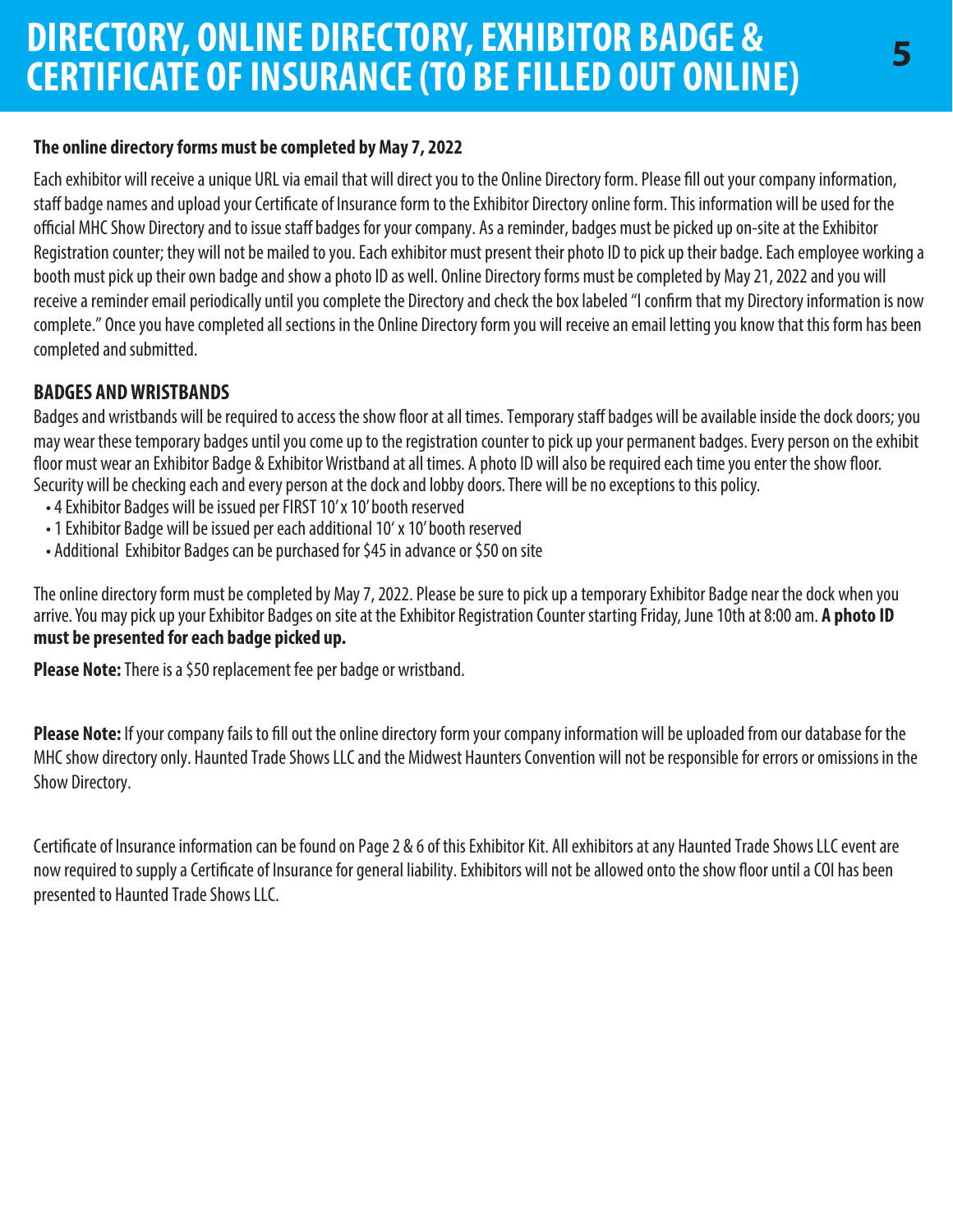# DIRECTORY, ONLINE DIRECTORY, EXHIBITOR BADGE & CERTIFICATE OF INSURANCE (TO BE FILLED OUT ONLINE)

**The online directory forms must be completed by May 7, 2022**

Each exhibitor will receive a unique URL via email that will direct you to the Online Directory form. Please fill out your company information, staff badge names and upload your Certificate of Insurance form to the Exhibitor Directory online form. This information will be used for the official MHC Show Directory and to issue staff badges for your company. As a reminder, badges must be picked up on-site at the Exhibitor Registration counter; they will not be mailed to you. Each exhibitor must present their photo ID to pick up their badge. Each employee working a booth must pick up their own badge and show a photo ID as well. Online Directory forms must be completed by May 21, 2022 and you will receive a reminder email periodically until you complete the Directory and check the box labeled "I confirm that my Directory information is now complete." Once you have completed all sections in the Online Directory form you will receive an email letting you know that this form has been completed and submitted.

## BADGES AND WRISTBANDS

Badges and wristbands will be required to access the show floor at all times. Temporary staff badges will be available inside the dock doors; you may wear these temporary badges until you come up to the registration counter to pick up your permanent badges. Every person on the exhibit floor must wear an Exhibitor Badge & Exhibitor Wristband at all times. A photo ID will also be required each time you enter the show floor. Security will be checking each and every person at the dock and lobby doors. There will be no exceptions to this policy.

- 4 Exhibitor Badges will be issued per FIRST 10' x 10' booth reserved
- 1 Exhibitor Badge will be issued per each additional 10' x 10' booth reserved
- Additional Exhibitor Badges can be purchased for $45 in advance or $50 on site

The online directory form must be completed by May 7, 2022. Please be sure to pick up a temporary Exhibitor Badge near the dock when you arrive. You may pick up your Exhibitor Badges on site at the Exhibitor Registration Counter starting Friday, June 10th at 8:00 am. **A photo ID must be presented for each badge picked up.**

**Please Note:** There is a $50 replacement fee per badge or wristband.

**Please Note:** If your company fails to fill out the online directory form your company information will be uploaded from our database for the MHC show directory only. Haunted Trade Shows LLC and the Midwest Haunters Convention will not be responsible for errors or omissions in the Show Directory.

Certificate of Insurance information can be found on Page 2 & 6 of this Exhibitor Kit. All exhibitors at any Haunted Trade Shows LLC event are now required to supply a Certificate of Insurance for general liability. Exhibitors will not be allowed onto the show floor until a COI has been presented to Haunted Trade Shows LLC.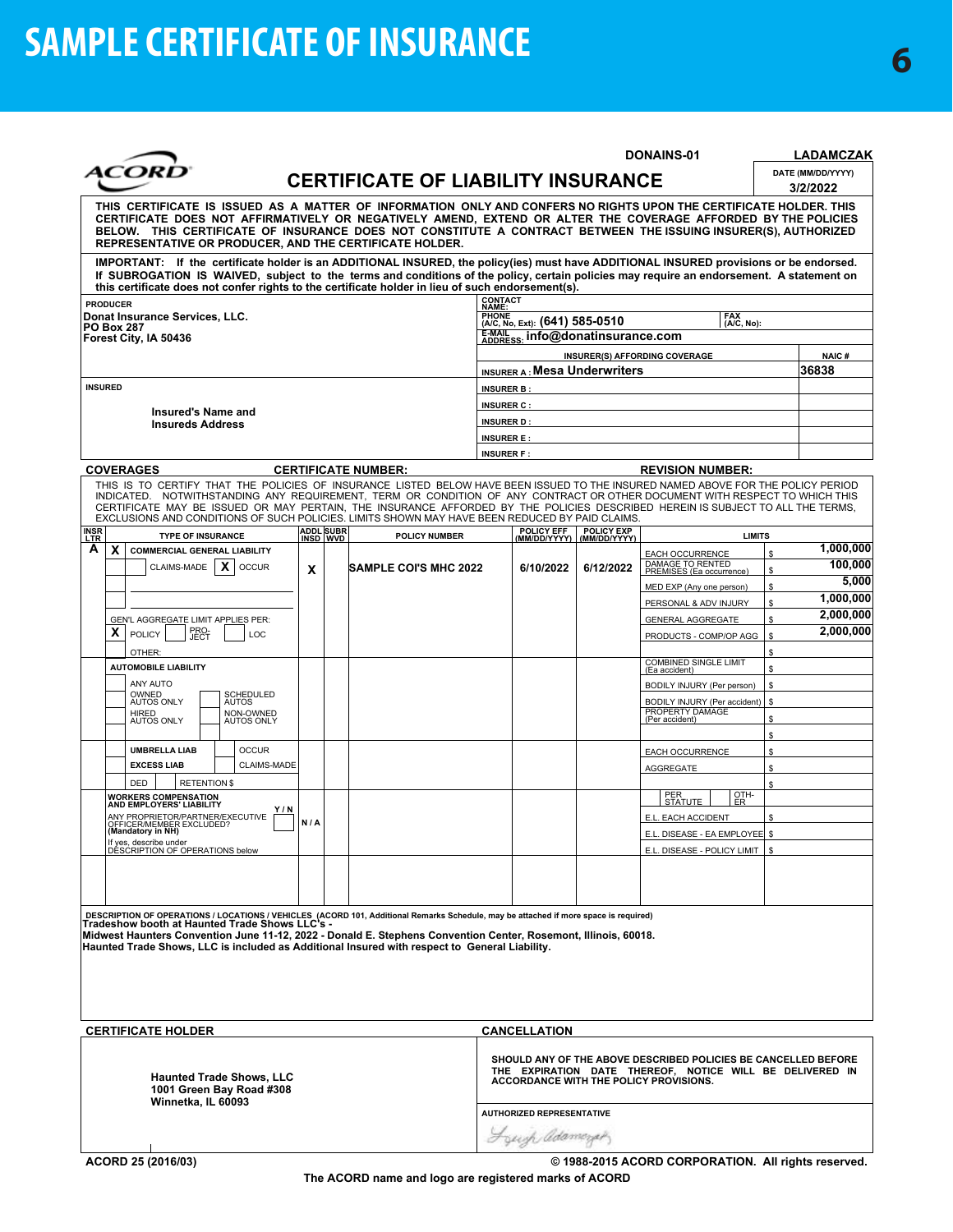# SAMPLE CERTIFICATE OF INSURANCE

ACORD

DONAINS-01 | LADAMCZAK

## CERTIFICATE OF LIABILITY INSURANCE

DATE (MM/DD/YYYY): 3/2/2022

THIS CERTIFICATE IS ISSUED AS A MATTER OF INFORMATION ONLY AND CONFERS NO RIGHTS UPON THE CERTIFICATE HOLDER. THIS CERTIFICATE DOES NOT AFFIRMATIVELY OR NEGATIVELY AMEND, EXTEND OR ALTER THE COVERAGE AFFORDED BY THE POLICIES BELOW. THIS CERTIFICATE OF INSURANCE DOES NOT CONSTITUTE A CONTRACT BETWEEN THE ISSUING INSURER(S), AUTHORIZED REPRESENTATIVE OR PRODUCER, AND THE CERTIFICATE HOLDER.

IMPORTANT: If the certificate holder is an ADDITIONAL INSURED, the policy(ies) must have ADDITIONAL INSURED provisions or be endorsed. If SUBROGATION IS WAIVED, subject to the terms and conditions of the policy, certain policies may require an endorsement. A statement on this certificate does not confer rights to the certificate holder in lieu of such endorsement(s).

**PRODUCER**
Donat Insurance Services, LLC.
PO Box 287
Forest City, IA 50436

CONTACT NAME:
PHONE (A/C, No, Ext): (641) 585-0510 | FAX (A/C, No):
E-MAIL ADDRESS: info@donatinsurance.com

| INSURER(S) AFFORDING COVERAGE | NAIC # |
|---|---|
| INSURER A : Mesa Underwriters | 36838 |
| INSURER B : | |
| INSURER C : | |
| INSURER D : | |
| INSURER E : | |
| INSURER F : | |

**INSURED**
Insured's Name and
Insureds Address

**COVERAGES** CERTIFICATE NUMBER: REVISION NUMBER:

THIS IS TO CERTIFY THAT THE POLICIES OF INSURANCE LISTED BELOW HAVE BEEN ISSUED TO THE INSURED NAMED ABOVE FOR THE POLICY PERIOD INDICATED. NOTWITHSTANDING ANY REQUIREMENT, TERM OR CONDITION OF ANY CONTRACT OR OTHER DOCUMENT WITH RESPECT TO WHICH THIS CERTIFICATE MAY BE ISSUED OR MAY PERTAIN, THE INSURANCE AFFORDED BY THE POLICIES DESCRIBED HEREIN IS SUBJECT TO ALL THE TERMS, EXCLUSIONS AND CONDITIONS OF SUCH POLICIES. LIMITS SHOWN MAY HAVE BEEN REDUCED BY PAID CLAIMS.

| INSR LTR | TYPE OF INSURANCE | ADDL INSD | SUBR WVD | POLICY NUMBER | POLICY EFF (MM/DD/YYYY) | POLICY EXP (MM/DD/YYYY) | LIMITS | |
|---|---|---|---|---|---|---|---|---|
| A | X COMMERCIAL GENERAL LIABILITY; CLAIMS-MADE / X OCCUR; GEN'L AGGREGATE LIMIT APPLIES PER: X POLICY / PRO-JECT / LOC; OTHER: | X | | SAMPLE COI'S MHC 2022 | 6/10/2022 | 6/12/2022 | EACH OCCURRENCE | $ 1,000,000 |
| | | | | | | | DAMAGE TO RENTED PREMISES (Ea occurrence) | $ 100,000 |
| | | | | | | | MED EXP (Any one person) | $ 5,000 |
| | | | | | | | PERSONAL & ADV INJURY | $ 1,000,000 |
| | | | | | | | GENERAL AGGREGATE | $ 2,000,000 |
| | | | | | | | PRODUCTS - COMP/OP AGG | $ 2,000,000 |
| | | | | | | | | $ |
| | AUTOMOBILE LIABILITY; ANY AUTO; OWNED AUTOS ONLY / SCHEDULED AUTOS; HIRED AUTOS ONLY / NON-OWNED AUTOS ONLY | | | | | | COMBINED SINGLE LIMIT (Ea accident) | $ |
| | | | | | | | BODILY INJURY (Per person) | $ |
| | | | | | | | BODILY INJURY (Per accident) | $ |
| | | | | | | | PROPERTY DAMAGE (Per accident) | $ |
| | | | | | | | | $ |
| | UMBRELLA LIAB / OCCUR; EXCESS LIAB / CLAIMS-MADE; DED / RETENTION $ | | | | | | EACH OCCURRENCE | $ |
| | | | | | | | AGGREGATE | $ |
| | | | | | | | | $ |
| | WORKERS COMPENSATION AND EMPLOYERS' LIABILITY Y/N; ANY PROPRIETOR/PARTNER/EXECUTIVE OFFICER/MEMBER EXCLUDED? (Mandatory in NH); If yes, describe under DESCRIPTION OF OPERATIONS below | N/A | | | | | PER STATUTE / OTH-ER | |
| | | | | | | | E.L. EACH ACCIDENT | $ |
| | | | | | | | E.L. DISEASE - EA EMPLOYEE | $ |
| | | | | | | | E.L. DISEASE - POLICY LIMIT | $ |

**DESCRIPTION OF OPERATIONS / LOCATIONS / VEHICLES** (ACORD 101, Additional Remarks Schedule, may be attached if more space is required)
Tradeshow booth at Haunted Trade Shows LLC's -
Midwest Haunters Convention June 11-12, 2022 - Donald E. Stephens Convention Center, Rosemont, Illinois, 60018.
Haunted Trade Shows, LLC is included as Additional Insured with respect to General Liability.

**CERTIFICATE HOLDER**
Haunted Trade Shows, LLC
1001 Green Bay Road #308
Winnetka, IL 60093

**CANCELLATION**
SHOULD ANY OF THE ABOVE DESCRIBED POLICIES BE CANCELLED BEFORE THE EXPIRATION DATE THEREOF, NOTICE WILL BE DELIVERED IN ACCORDANCE WITH THE POLICY PROVISIONS.

AUTHORIZED REPRESENTATIVE

ACORD 25 (2016/03) © 1988-2015 ACORD CORPORATION. All rights reserved.

The ACORD name and logo are registered marks of ACORD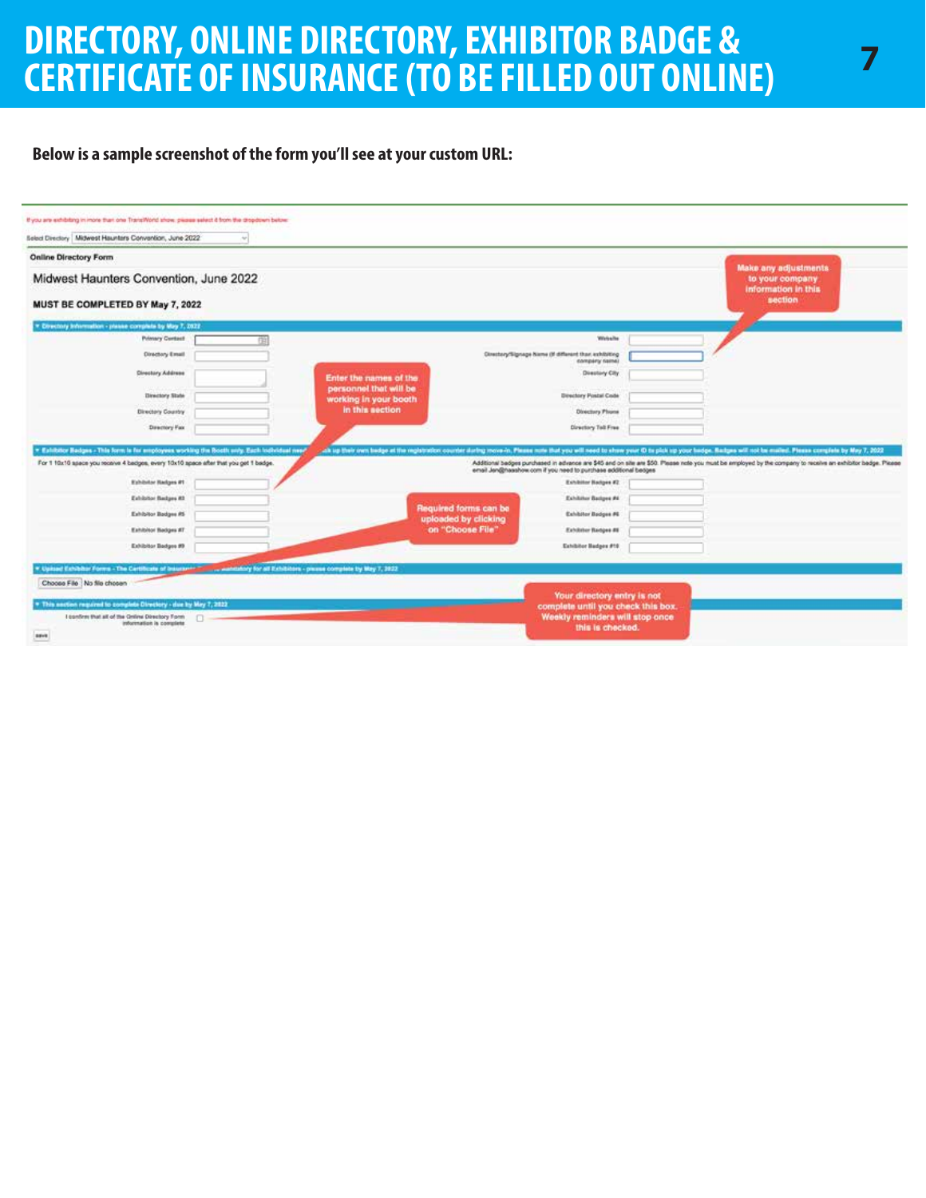# DIRECTORY, ONLINE DIRECTORY, EXHIBITOR BADGE & CERTIFICATE OF INSURANCE (TO BE FILLED OUT ONLINE)

**Below is a sample screenshot of the form you'll see at your custom URL:**

If you are exhibiting in more than one TransWorld show, please select it from the dropdown below:

Select Directory: Midwest Haunters Convention, June 2022

**Online Directory Form**

Midwest Haunters Convention, June 2022

**MUST BE COMPLETED BY May 7, 2022**

*Make any adjustments to your company information in this section*

**Directory Information - please complete by May 7, 2022**

| | | | |
|---|---|---|---|
| Primary Contact | | Website | |
| Directory Email | | Directory/Signage Name (if different than exhibiting company name) | |
| Directory Address | | Directory City | |
| Directory State | | Directory Postal Code | |
| Directory Country | | Directory Phone | |
| Directory Fax | | Directory Toll Free | |

*Enter the names of the personnel that will be working in your booth in this section*

**Exhibitor Badges - This form is for employees working the Booth only. Each individual need... up their own badge at the registration counter during move-in. Please note that you will need to show your ID to pick up your badge. Badges will not be mailed. Please complete by May 7, 2022**

For 1 10x10 space you receive 4 badges, every 10x10 space after that you get 1 badge.

Additional badges purchased in advance are $40 and on site are $50. Please note you must be employed by the company to receive an exhibitor badge. Please email Jen@hasshow.com if you need to purchase additional badges

| | | | |
|---|---|---|---|
| Exhibitor Badges #1 | | Exhibitor Badges #2 | |
| Exhibitor Badges #3 | | Exhibitor Badges #4 | |
| Exhibitor Badges #5 | | Exhibitor Badges #6 | |
| Exhibitor Badges #7 | | Exhibitor Badges #8 | |
| Exhibitor Badges #9 | | Exhibitor Badges #10 | |

*Required forms can be uploaded by clicking on "Choose File"*

**Upload Exhibitor Forms - The Certificate of Insurance ... mandatory for all Exhibitors - please complete by May 7, 2022**

Choose File | No file chosen

**This section required to complete Directory - due by May 7, 2022**

I confirm that all of the Online Directory Form information is complete ☐

*Your directory entry is not complete until you check this box. Weekly reminders will stop once this is checked.*

save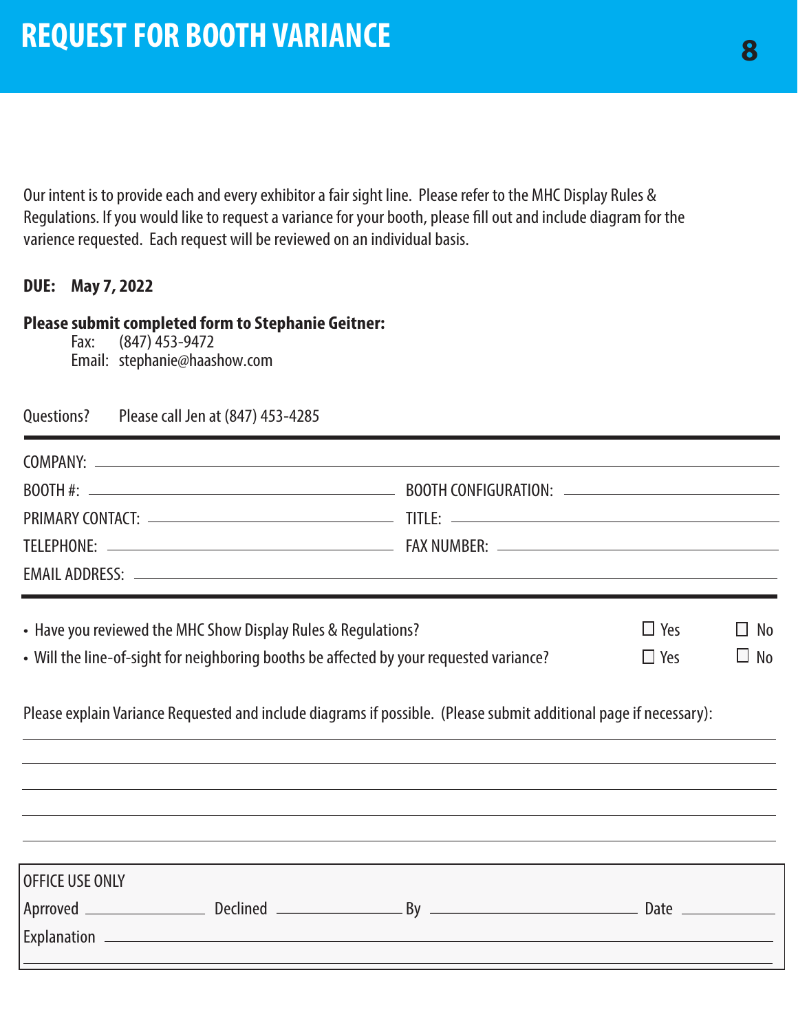# REQUEST FOR BOOTH VARIANCE

Our intent is to provide each and every exhibitor a fair sight line. Please refer to the MHC Display Rules & Regulations. If you would like to request a variance for your booth, please fill out and include diagram for the varience requested. Each request will be reviewed on an individual basis.

**DUE: May 7, 2022**

**Please submit completed form to Stephanie Geitner:**

Fax: (847) 453-9472
Email: stephanie@haashow.com

Questions? Please call Jen at (847) 453-4285

---

COMPANY: ______________________________________________

BOOTH #: ______________________ BOOTH CONFIGURATION: ______________________

PRIMARY CONTACT: ______________________ TITLE: ______________________

TELEPHONE: ______________________ FAX NUMBER: ______________________

EMAIL ADDRESS: ______________________________________________

---

- Have you reviewed the MHC Show Display Rules & Regulations? ☐ Yes ☐ No
- Will the line-of-sight for neighboring booths be affected by your requested variance? ☐ Yes ☐ No

Please explain Variance Requested and include diagrams if possible. (Please submit additional page if necessary):

______________________________________________

______________________________________________

______________________________________________

______________________________________________

______________________________________________

---

OFFICE USE ONLY

Aprroved ____________ Declined ____________ By ______________________ Date ____________

Explanation ______________________________________________

______________________________________________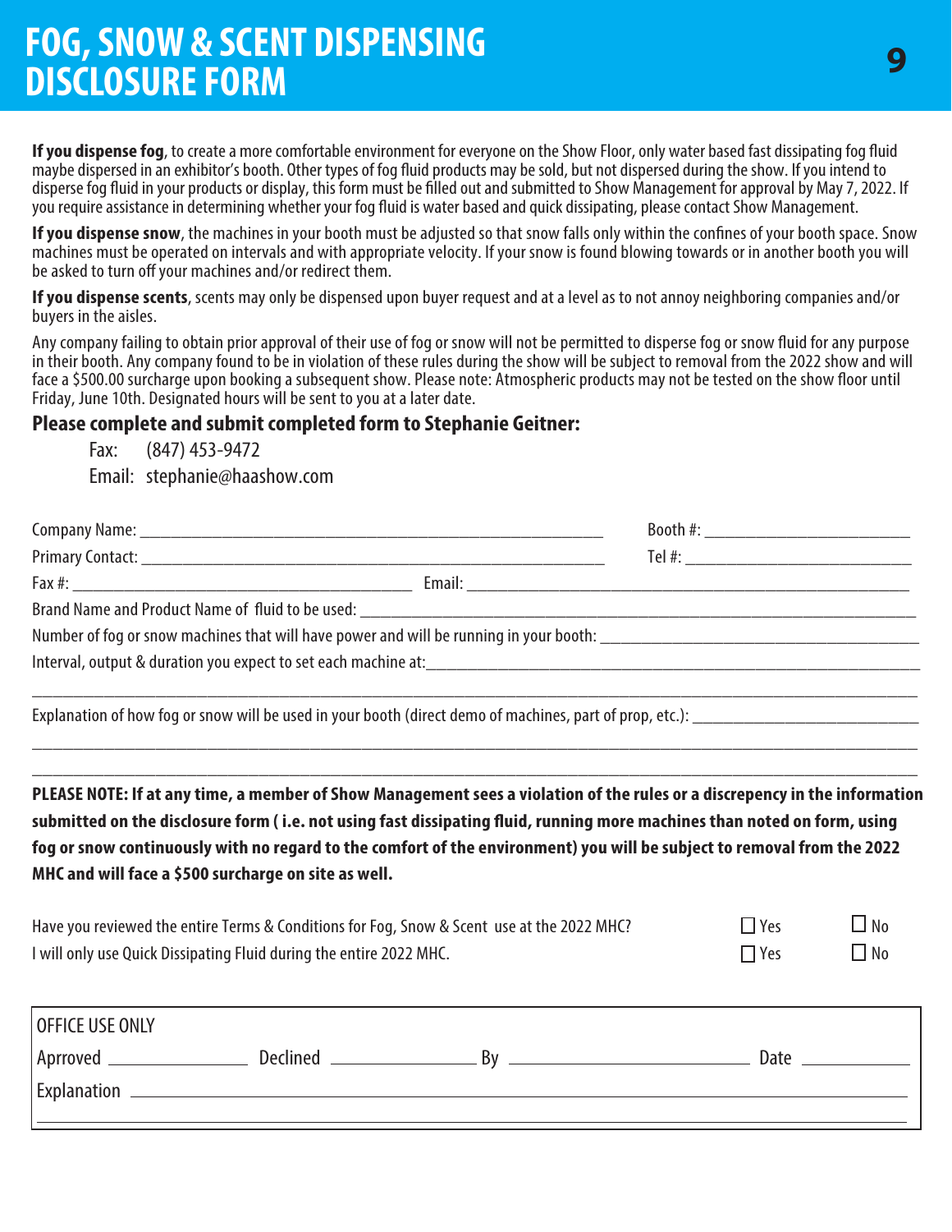# FOG, SNOW & SCENT DISPENSING DISCLOSURE FORM

**If you dispense fog**, to create a more comfortable environment for everyone on the Show Floor, only water based fast dissipating fog fluid maybe dispersed in an exhibitor's booth. Other types of fog fluid products may be sold, but not dispersed during the show. If you intend to disperse fog fluid in your products or display, this form must be filled out and submitted to Show Management for approval by May 7, 2022. If you require assistance in determining whether your fog fluid is water based and quick dissipating, please contact Show Management.

**If you dispense snow**, the machines in your booth must be adjusted so that snow falls only within the confines of your booth space. Snow machines must be operated on intervals and with appropriate velocity. If your snow is found blowing towards or in another booth you will be asked to turn off your machines and/or redirect them.

**If you dispense scents**, scents may only be dispensed upon buyer request and at a level as to not annoy neighboring companies and/or buyers in the aisles.

Any company failing to obtain prior approval of their use of fog or snow will not be permitted to disperse fog or snow fluid for any purpose in their booth. Any company found to be in violation of these rules during the show will be subject to removal from the 2022 show and will face a $500.00 surcharge upon booking a subsequent show. Please note: Atmospheric products may not be tested on the show floor until Friday, June 10th. Designated hours will be sent to you at a later date.

**Please complete and submit completed form to Stephanie Geitner:**

Fax: (847) 453-9472

Email: stephanie@haashow.com

Company Name: ______________________________ Booth #: ______________

Primary Contact: ______________________________ Tel #: ______________

Fax #: ______________________ Email: ______________________________

Brand Name and Product Name of fluid to be used: ______________________________

Number of fog or snow machines that will have power and will be running in your booth: ______________

Interval, output & duration you expect to set each machine at: ______________________________

______________________________________________________________

Explanation of how fog or snow will be used in your booth (direct demo of machines, part of prop, etc.): ______________

______________________________________________________________

______________________________________________________________

**PLEASE NOTE: If at any time, a member of Show Management sees a violation of the rules or a discrepency in the information submitted on the disclosure form ( i.e. not using fast dissipating fluid, running more machines than noted on form, using fog or snow continuously with no regard to the comfort of the environment) you will be subject to removal from the 2022 MHC and will face a $500 surcharge on site as well.**

Have you reviewed the entire Terms & Conditions for Fog, Snow & Scent use at the 2022 MHC? ☐ Yes ☐ No

I will only use Quick Dissipating Fluid during the entire 2022 MHC. ☐ Yes ☐ No

OFFICE USE ONLY

Approved ____________ Declined ____________ By ____________________ Date __________

Explanation ______________________________________________________________

______________________________________________________________